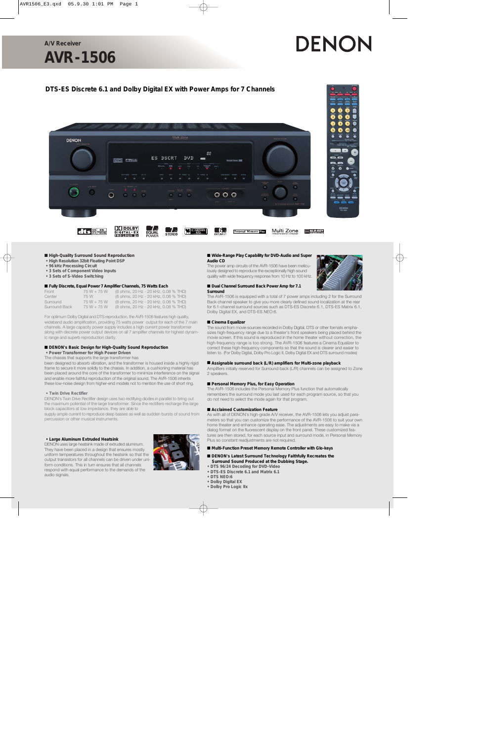A/V Receiver

# AVR-1506

DENON

## DTS-ES Discrete 6.1 and Dolby Digital EX with Power Amps for 7 Channels

### ■ High-Quality Surround Sound Reproduction

- **High Resolution 32bit Floating Point DSP**
- **96 kHz Processing Circuit**
- **3 Sets of Component Video Inputs**
- **3 Sets of S-Video Switching**

### ■ Fully Discrete, Equal Power 7 Amplifier Channels, 75 Watts Each

| | | |
|---|---|---|
| Front | 75 W + 75 W | (8 ohms, 20 Hz - 20 kHz, 0.08 % THD) |
| Center | 75 W | (8 ohms, 20 Hz - 20 kHz, 0.08 % THD) |
| Surround | 75 W + 75 W | (8 ohms, 20 Hz - 20 kHz, 0.08 % THD) |
| Surround Back | 75 W + 75 W | (8 ohms, 20 Hz - 20 kHz, 0.08 % THD) |

For optimum Dolby Digital and DTS reproduction, the AVR-1506 features high quality, wideband audio amplification, providing 75 watts power output for each of the 7 main channels. A large capacity power supply includes a high current power transformer along with discrete power output devices on all 7 amplifier channels for highest dynamic range and superb reproduction clarity.

### ■ DENON's Basic Design for High-Quality Sound Reproduction

- **Power Transformer for High Power Driven**

The chassis that supports the large transformer has been designed to absorb vibration, and the transformer is housed inside a highly rigid frame to secure it more solidly to the chassis. In addition, a cushioning material has been placed around the core of the transformer to minimize interference on the signal and enable more faithful reproduction of the original sound. The AVR-1506 inherits these low-noise design from higher-end models not to mention the use of short ring.

- **Twin Drive Rectifier**

DENON's Twin Drive Rectifier design uses two rectifying diodes in parallel to bring out the maximum potential of the large transformer. Since the rectifiers recharge the large block capacitors at low impedance, they are able to supply ample current to reproduce deep basses as well as sudden bursts of sound from percussion or other musical instruments.

- **Large Aluminum Extruded Heatsink**

DENON uses large heatsink made of extruded aluminum. They have been placed in a design that ensures mostly uniform temperatures throughout the heatsink so that the output transistors for all channels can be driven under uniform conditions. This in turn ensures that all channels respond with equal performance to the demands of the audio signals.

### ■ Wide-Range Play Capability for DVD-Audio and Super Audio CD

The power amp circuits of the AVR-1506 have been meticulously designed to reproduce the exceptionally high sound quality with wide frequency response from 10 Hz to 100 kHz.

### ■ Dual Channel Surround Back Power Amp for 7.1 Surround

The AVR-1506 is equipped with a total of 7 power amps including 2 for the Surround Back channel speaker to give you more clearly defined sound localization at the rear for 6.1-channel surround sources such as DTS-ES Discrete 6.1, DTS-ES Matrix 6.1, Dolby Digital EX, and DTS-ES NEO:6.

### ■ Cinema Equalizer

The sound from movie sources recorded in Dolby Digital, DTS or other formats emphasizes high-frequency range due to a theater's front speakers being placed behind the movie screen. If this sound is reproduced in the home theater without correction, the high-frequency range is too strong. The AVR-1506 features a Cinema Equalizer to correct these high-frequency components so that the sound is clearer and easier to listen to. (For Dolby Digital, Dolby Pro Logic II, Dolby Digital EX and DTS surround modes)

### ■ Assignable surround back (L/R) amplifiers for Multi-zone playback

Amplifiers initially reserved for Surround back (L/R) channels can be assigned to Zone 2 speakers.

### ■ Personal Memory Plus, for Easy Operation

The AVR-1506 includes the Personal Memory Plus function that automatically remembers the surround mode you last used for each program source, so that you do not need to select the mode again for that program.

### ■ Acclaimed Customization Feature

As with all of DENON's high-grade A/V receiver, the AVR-1506 lets you adjust parameters so that you can customize the performance of the AVR-1506 to suit your own home theater and enhance operating ease. The adjustments are easy to make via a dialog format on the fluorescent display on the front panel. These customized features are then stored, for each source input and surround mode, in Personal Memory Plus so constant readjustments are not required.

### ■ Multi-Function Preset Memory Remote Controller with Glo-keys

### ■ DENON's Latest Surround Technology Faithfully Recreates the Surround Sound Produced at the Dubbing Stage.

- **DTS 96/24 Decoding for DVD-Video**
- **DTS-ES Discrete 6.1 and Matrix 6.1**
- **DTS NEO:6**
- **Dolby Digital EX**
- **Dolby Pro Logic IIx**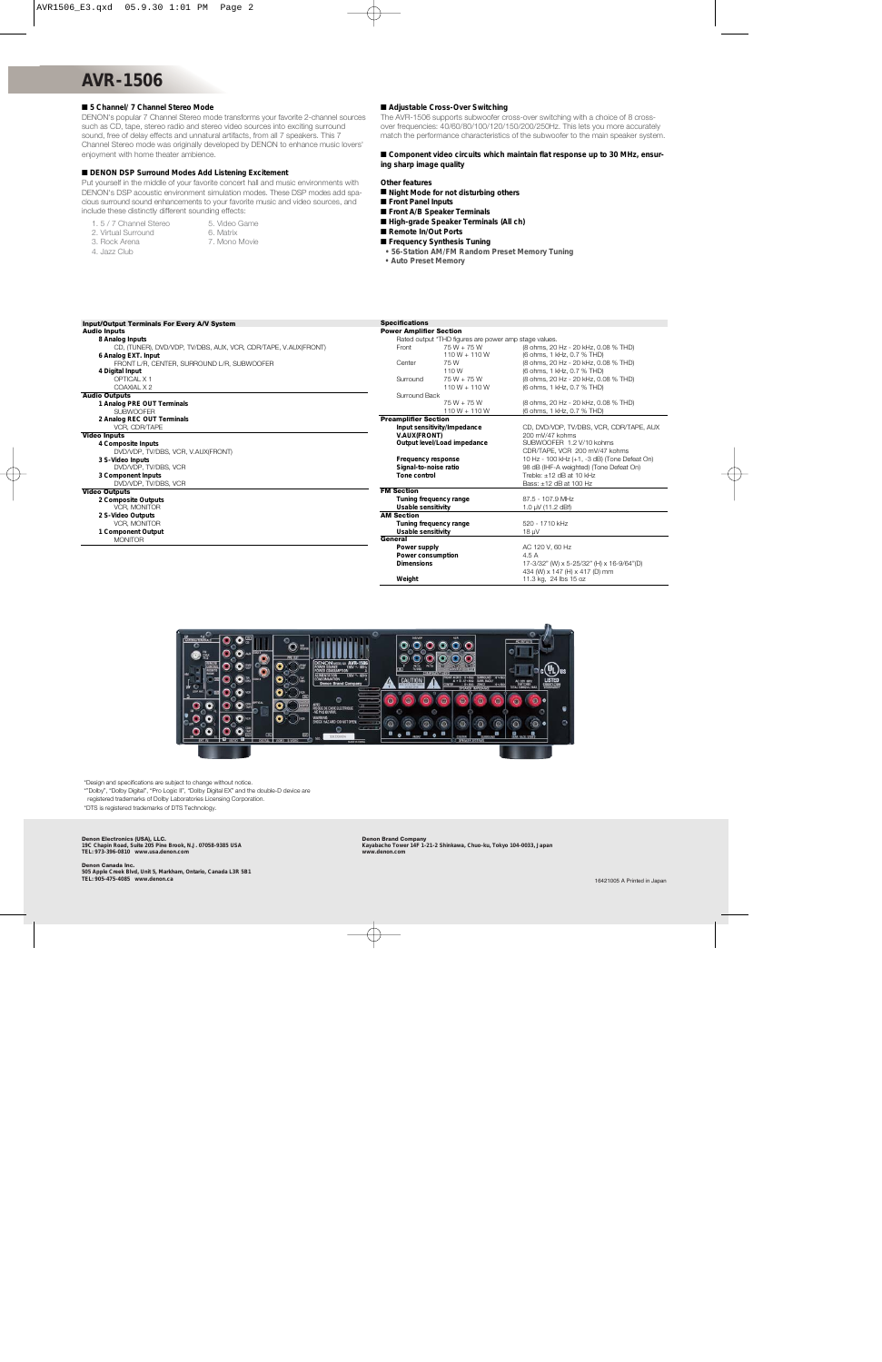# AVR-1506

## ■ 5 Channel/ 7 Channel Stereo Mode

DENON's popular 7 Channel Stereo mode transforms your favorite 2-channel sources such as CD, tape, stereo radio and stereo video sources into exciting surround sound, free of delay effects and unnatural artifacts, from all 7 speakers. This 7 Channel Stereo mode was originally developed by DENON to enhance music lovers' enjoyment with home theater ambience.

## ■ DENON DSP Surround Modes Add Listening Excitement

Put yourself in the middle of your favorite concert hall and music environments with DENON's DSP acoustic environment simulation modes. These DSP modes add spacious surround sound enhancements to your favorite music and video sources, and include these distinctly different sounding effects:

1. 5 / 7 Channel Stereo
2. Virtual Surround
3. Rock Arena
4. Jazz Club
5. Video Game
6. Matrix
7. Mono Movie

## ■ Adjustable Cross-Over Switching

The AVR-1506 supports subwoofer cross-over switching with a choice of 8 cross-over frequencies: 40/60/80/100/120/150/200/250Hz. This lets you more accurately match the performance characteristics of the subwoofer to the main speaker system.

## ■ Component video circuits which maintain flat response up to 30 MHz, ensuring sharp image quality

**Other features**

- ■ **Night Mode for not disturbing others**
- ■ **Front Panel Inputs**
- ■ **Front A/B Speaker Terminals**
- ■ **High-grade Speaker Terminals (All ch)**
- ■ **Remote In/Out Ports**
- ■ **Frequency Synthesis Tuning**
  - **56-Station AM/FM Random Preset Memory Tuning**
  - **Auto Preset Memory**

**Input/Output Terminals For Every A/V System**

**Audio Inputs**

- **8 Analog Inputs**
  CD, (TUNER), DVD/VDP, TV/DBS, AUX, VCR, CDR/TAPE, V.AUX(FRONT)
- **6 Analog EXT. Input**
  FRONT L/R, CENTER, SURROUND L/R, SUBWOOFER
- **4 Digital Input**
  OPTICAL X 1
  COAXIAL X 2

**Audio Outputs**

- **1 Analog PRE OUT Terminals**
  SUBWOOFER
- **2 Analog REC OUT Terminals**
  VCR, CDR/TAPE

**Video Inputs**

- **4 Composite Inputs**
  DVD/VDP, TV/DBS, VCR, V.AUX(FRONT)
- **3 S-Video Inputs**
  DVD/VDP, TV/DBS, VCR
- **3 Component Inputs**
  DVD/VDP, TV/DBS, VCR

**Video Outputs**

- **2 Composite Outputs**
  VCR, MONITOR
- **2 S-Video Outputs**
  VCR, MONITOR
- **1 Component Output**
  MONITOR

**Specifications**

| | | | |
|---|---|---|---|
| **Power Amplifier Section** | | | |
| Rated output *THD figures are power amp stage values. | | | |
| Front | 75 W + 75 W | (8 ohms, 20 Hz - 20 kHz, 0.08 % THD) | |
| | 110 W + 110 W | (6 ohms, 1 kHz, 0.7 % THD) | |
| Center | 75 W | (8 ohms, 20 Hz - 20 kHz, 0.08 % THD) | |
| | 110 W | (6 ohms, 1 kHz, 0.7 % THD) | |
| Surround | 75 W + 75 W | (8 ohms, 20 Hz - 20 kHz, 0.08 % THD) | |
| | 110 W + 110 W | (6 ohms, 1 kHz, 0.7 % THD) | |
| Surround Back | | | |
| | 75 W + 75 W | (8 ohms, 20 Hz - 20 kHz, 0.08 % THD) | |
| | 110 W + 110 W | (6 ohms, 1 kHz, 0.7 % THD) | |
| **Preamplifier Section** | | | |
| **Input sensitivity/Impedance** | | CD, DVD/VDP, TV/DBS, VCR, CDR/TAPE, AUX | |
| **V.AUX(FRONT)** | | 200 mV/47 kohms | |
| **Output level/Load impedance** | | SUBWOOFER 1.2 V/10 kohms | |
| | | CDR/TAPE, VCR 200 mV/47 kohms | |
| **Frequency response** | | 10 Hz - 100 kHz (+1, -3 dB) (Tone Defeat On) | |
| **Signal-to-noise ratio** | | 98 dB (IHF-A weighted) (Tone Defeat On) | |
| **Tone control** | | Treble: ±12 dB at 10 kHz | |
| | | Bass: ±12 dB at 100 Hz | |
| **FM Section** | | | |
| **Tuning frequency range** | | 87.5 - 107.9 MHz | |
| **Usable sensitivity** | | 1.0 µV (11.2 dBf) | |
| **AM Section** | | | |
| **Tuning frequency range** | | 520 - 1710 kHz | |
| **Usable sensitivity** | | 18 µV | |
| **General** | | | |
| **Power supply** | | AC 120 V, 60 Hz | |
| **Power consumption** | | 4.5 A | |
| **Dimensions** | | 17-3/32" (W) x 5-25/32" (H) x 16-9/64"(D) | |
| | | 434 (W) x 147 (H) x 417 (D) mm | |
| **Weight** | | 11.3 kg, 24 lbs 15 oz | |

*Design and specifications are subject to change without notice.
*"Dolby", "Dolby Digital", "Pro Logic II", "Dolby Digital EX" and the double-D device are registered trademarks of Dolby Laboratories Licensing Corporation.
*DTS is registered trademarks of DTS Technology.

**Denon Electronics (USA), LLC.**
**19C Chapin Road, Suite 205 Pine Brook, N.J. 07058-9385 USA**
**TEL: 973-396-0810 www.usa.denon.com**

**Denon Canada Inc.**
**505 Apple Creek Blvd, Unit 5, Markham, Ontario, Canada L3R 5B1**
**TEL: 905-475-4085 www.denon.ca**

**Denon Brand Company**
**Kayabacho Tower 14F 1-21-2 Shinkawa, Chuo-ku, Tokyo 104-0033, Japan**
**www.denon.com**

16421005 A Printed in Japan